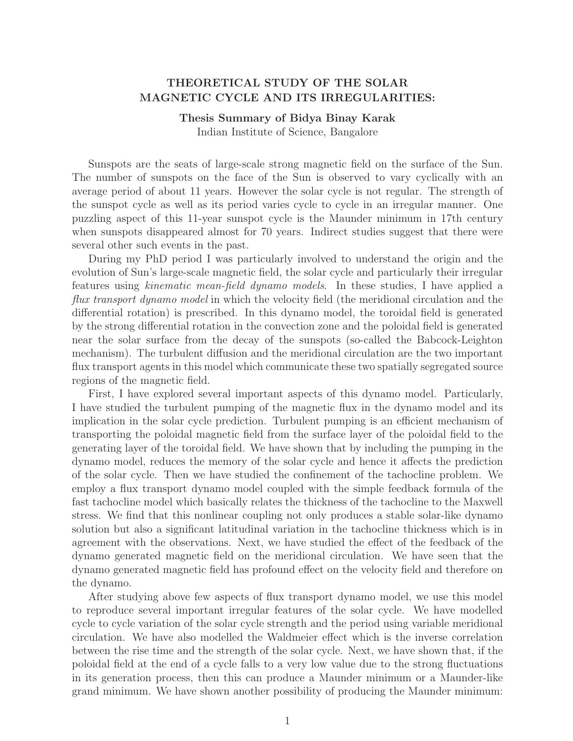# THEORETICAL STUDY OF THE SOLAR MAGNETIC CYCLE AND ITS IRREGULARITIES:

**Thesis Summary of Bidya Binay Karak**

Indian Institute of Science, Bangalore

Sunspots are the seats of large-scale strong magnetic field on the surface of the Sun. The number of sunspots on the face of the Sun is observed to vary cyclically with an average period of about 11 years. However the solar cycle is not regular. The strength of the sunspot cycle as well as its period varies cycle to cycle in an irregular manner. One puzzling aspect of this 11-year sunspot cycle is the Maunder minimum in 17th century when sunspots disappeared almost for 70 years. Indirect studies suggest that there were several other such events in the past.

During my PhD period I was particularly involved to understand the origin and the evolution of Sun's large-scale magnetic field, the solar cycle and particularly their irregular features using *kinematic mean-field dynamo models*. In these studies, I have applied a *flux transport dynamo model* in which the velocity field (the meridional circulation and the differential rotation) is prescribed. In this dynamo model, the toroidal field is generated by the strong differential rotation in the convection zone and the poloidal field is generated near the solar surface from the decay of the sunspots (so-called the Babcock-Leighton mechanism). The turbulent diffusion and the meridional circulation are the two important flux transport agents in this model which communicate these two spatially segregated source regions of the magnetic field.

First, I have explored several important aspects of this dynamo model. Particularly, I have studied the turbulent pumping of the magnetic flux in the dynamo model and its implication in the solar cycle prediction. Turbulent pumping is an efficient mechanism of transporting the poloidal magnetic field from the surface layer of the poloidal field to the generating layer of the toroidal field. We have shown that by including the pumping in the dynamo model, reduces the memory of the solar cycle and hence it affects the prediction of the solar cycle. Then we have studied the confinement of the tachocline problem. We employ a flux transport dynamo model coupled with the simple feedback formula of the fast tachocline model which basically relates the thickness of the tachocline to the Maxwell stress. We find that this nonlinear coupling not only produces a stable solar-like dynamo solution but also a significant latitudinal variation in the tachocline thickness which is in agreement with the observations. Next, we have studied the effect of the feedback of the dynamo generated magnetic field on the meridional circulation. We have seen that the dynamo generated magnetic field has profound effect on the velocity field and therefore on the dynamo.

After studying above few aspects of flux transport dynamo model, we use this model to reproduce several important irregular features of the solar cycle. We have modelled cycle to cycle variation of the solar cycle strength and the period using variable meridional circulation. We have also modelled the Waldmeier effect which is the inverse correlation between the rise time and the strength of the solar cycle. Next, we have shown that, if the poloidal field at the end of a cycle falls to a very low value due to the strong fluctuations in its generation process, then this can produce a Maunder minimum or a Maunder-like grand minimum. We have shown another possibility of producing the Maunder minimum: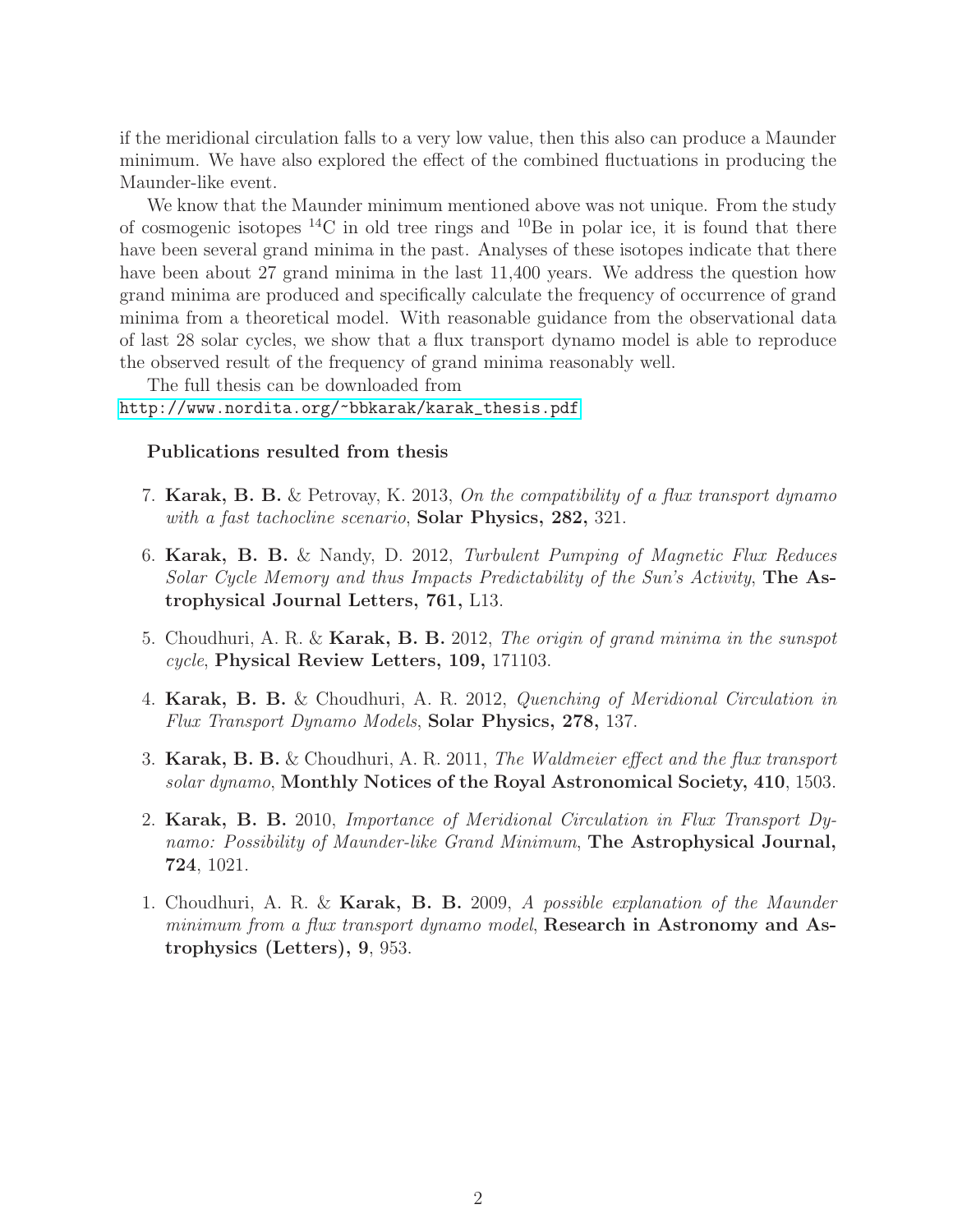if the meridional circulation falls to a very low value, then this also can produce a Maunder minimum. We have also explored the effect of the combined fluctuations in producing the Maunder-like event.

We know that the Maunder minimum mentioned above was not unique. From the study of cosmogenic isotopes $^{14}$C in old tree rings and $^{10}$Be in polar ice, it is found that there have been several grand minima in the past. Analyses of these isotopes indicate that there have been about 27 grand minima in the last 11,400 years. We address the question how grand minima are produced and specifically calculate the frequency of occurrence of grand minima from a theoretical model. With reasonable guidance from the observational data of last 28 solar cycles, we show that a flux transport dynamo model is able to reproduce the observed result of the frequency of grand minima reasonably well.

The full thesis can be downloaded from
http://www.nordita.org/~bbkarak/karak_thesis.pdf

**Publications resulted from thesis**

7. **Karak, B. B.** & Petrovay, K. 2013, *On the compatibility of a flux transport dynamo with a fast tachocline scenario*, **Solar Physics, 282,** 321.

6. **Karak, B. B.** & Nandy, D. 2012, *Turbulent Pumping of Magnetic Flux Reduces Solar Cycle Memory and thus Impacts Predictability of the Sun's Activity*, **The Astrophysical Journal Letters, 761,** L13.

5. Choudhuri, A. R. & **Karak, B. B.** 2012, *The origin of grand minima in the sunspot cycle*, **Physical Review Letters, 109,** 171103.

4. **Karak, B. B.** & Choudhuri, A. R. 2012, *Quenching of Meridional Circulation in Flux Transport Dynamo Models*, **Solar Physics, 278,** 137.

3. **Karak, B. B.** & Choudhuri, A. R. 2011, *The Waldmeier effect and the flux transport solar dynamo*, **Monthly Notices of the Royal Astronomical Society, 410**, 1503.

2. **Karak, B. B.** 2010, *Importance of Meridional Circulation in Flux Transport Dynamo: Possibility of Maunder-like Grand Minimum*, **The Astrophysical Journal, 724**, 1021.

1. Choudhuri, A. R. & **Karak, B. B.** 2009, *A possible explanation of the Maunder minimum from a flux transport dynamo model*, **Research in Astronomy and Astrophysics (Letters), 9**, 953.